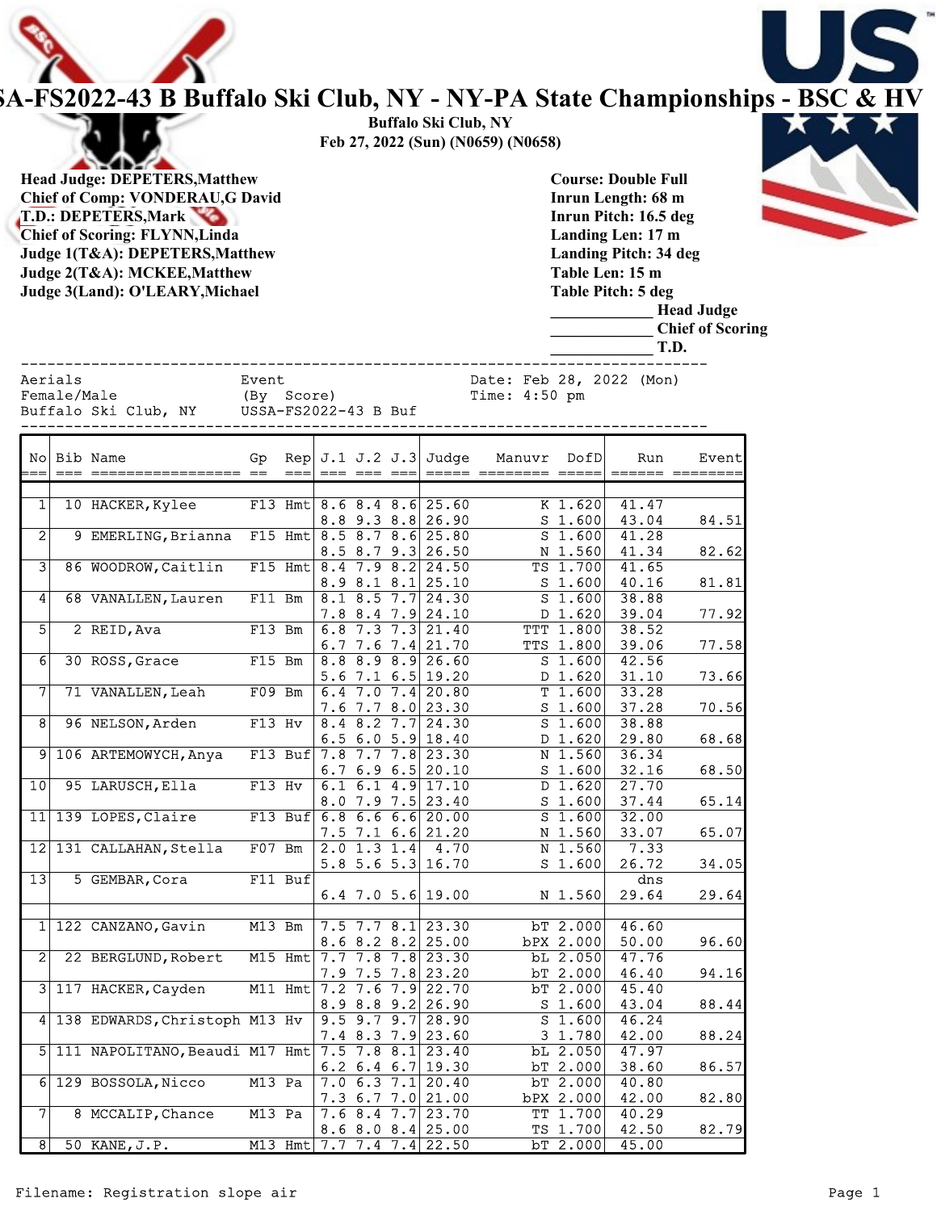# SA-FS2022-43 B Buffalo Ski Club, NY - NY-PA State Championships - BSC & HV

**Buffalo Ski Club, NY**
**Feb 27, 2022 (Sun) (N0659) (N0658)**

**Head Judge: DEPETERS,Matthew**
**Chief of Comp: VONDERAU,G David**
**T.D.: DEPETERS,Mark**
**Chief of Scoring: FLYNN,Linda**
**Judge 1(T&A): DEPETERS,Matthew**
**Judge 2(T&A): MCKEE,Matthew**
**Judge 3(Land): O'LEARY,Michael**

**Course: Double Full**
**Inrun Length: 68 m**
**Inrun Pitch: 16.5 deg**
**Landing Len: 17 m**
**Landing Pitch: 34 deg**
**Table Len: 15 m**
**Table Pitch: 5 deg**
**\_\_\_\_\_\_\_\_\_\_\_\_ Head Judge**
**\_\_\_\_\_\_\_\_\_\_\_\_ Chief of Scoring**
**\_\_\_\_\_\_\_\_\_\_\_\_ T.D.**

```
Aerials                  Event                    Date: Feb 28, 2022 (Mon)
Female/Male              (By  Score)              Time: 4:50 pm
Buffalo Ski Club, NY     USSA-FS2022-43 B Buf
```

| No | Bib | Name | Gp | Rep | J.1 | J.2 | J.3 | Judge | Manuvr | DofD | Run | Event |
|---|---|---|---|---|---|---|---|---|---|---|---|---|
| 1 | 10 | HACKER,Kylee | F13 | Hmt | 8.6 | 8.4 | 8.6 | 25.60 | K | 1.620 | 41.47 | |
| | | | | | 8.8 | 9.3 | 8.8 | 26.90 | S | 1.600 | 43.04 | 84.51 |
| 2 | 9 | EMERLING,Brianna | F15 | Hmt | 8.5 | 8.7 | 8.6 | 25.80 | S | 1.600 | 41.28 | |
| | | | | | 8.5 | 8.7 | 9.3 | 26.50 | N | 1.560 | 41.34 | 82.62 |
| 3 | 86 | WOODROW,Caitlin | F15 | Hmt | 8.4 | 7.9 | 8.2 | 24.50 | TS | 1.700 | 41.65 | |
| | | | | | 8.9 | 8.1 | 8.1 | 25.10 | S | 1.600 | 40.16 | 81.81 |
| 4 | 68 | VANALLEN,Lauren | F11 | Bm | 8.1 | 8.5 | 7.7 | 24.30 | S | 1.600 | 38.88 | |
| | | | | | 7.8 | 8.4 | 7.9 | 24.10 | D | 1.620 | 39.04 | 77.92 |
| 5 | 2 | REID,Ava | F13 | Bm | 6.8 | 7.3 | 7.3 | 21.40 | TTT | 1.800 | 38.52 | |
| | | | | | 6.7 | 7.6 | 7.4 | 21.70 | TTS | 1.800 | 39.06 | 77.58 |
| 6 | 30 | ROSS,Grace | F15 | Bm | 8.8 | 8.9 | 8.9 | 26.60 | S | 1.600 | 42.56 | |
| | | | | | 5.6 | 7.1 | 6.5 | 19.20 | D | 1.620 | 31.10 | 73.66 |
| 7 | 71 | VANALLEN,Leah | F09 | Bm | 6.4 | 7.0 | 7.4 | 20.80 | T | 1.600 | 33.28 | |
| | | | | | 7.6 | 7.7 | 8.0 | 23.30 | S | 1.600 | 37.28 | 70.56 |
| 8 | 96 | NELSON,Arden | F13 | Hv | 8.4 | 8.2 | 7.7 | 24.30 | S | 1.600 | 38.88 | |
| | | | | | 6.5 | 6.0 | 5.9 | 18.40 | D | 1.620 | 29.80 | 68.68 |
| 9 | 106 | ARTEMOWYCH,Anya | F13 | Buf | 7.8 | 7.7 | 7.8 | 23.30 | N | 1.560 | 36.34 | |
| | | | | | 6.7 | 6.9 | 6.5 | 20.10 | S | 1.600 | 32.16 | 68.50 |
| 10 | 95 | LARUSCH,Ella | F13 | Hv | 6.1 | 6.1 | 4.9 | 17.10 | D | 1.620 | 27.70 | |
| | | | | | 8.0 | 7.9 | 7.5 | 23.40 | S | 1.600 | 37.44 | 65.14 |
| 11 | 139 | LOPES,Claire | F13 | Buf | 6.8 | 6.6 | 6.6 | 20.00 | S | 1.600 | 32.00 | |
| | | | | | 7.5 | 7.1 | 6.6 | 21.20 | N | 1.560 | 33.07 | 65.07 |
| 12 | 131 | CALLAHAN,Stella | F07 | Bm | 2.0 | 1.3 | 1.4 | 4.70 | N | 1.560 | 7.33 | |
| | | | | | 5.8 | 5.6 | 5.3 | 16.70 | S | 1.600 | 26.72 | 34.05 |
| 13 | 5 | GEMBAR,Cora | F11 | Buf | | | | | | | dns | |
| | | | | | 6.4 | 7.0 | 5.6 | 19.00 | N | 1.560 | 29.64 | 29.64 |
| | | | | | | | | | | | | |
| 1 | 122 | CANZANO,Gavin | M13 | Bm | 7.5 | 7.7 | 8.1 | 23.30 | bT | 2.000 | 46.60 | |
| | | | | | 8.6 | 8.2 | 8.2 | 25.00 | bPX | 2.000 | 50.00 | 96.60 |
| 2 | 22 | BERGLUND,Robert | M15 | Hmt | 7.7 | 7.8 | 7.8 | 23.30 | bL | 2.050 | 47.76 | |
| | | | | | 7.9 | 7.5 | 7.8 | 23.20 | bT | 2.000 | 46.40 | 94.16 |
| 3 | 117 | HACKER,Cayden | M11 | Hmt | 7.2 | 7.6 | 7.9 | 22.70 | bT | 2.000 | 45.40 | |
| | | | | | 8.9 | 8.8 | 9.2 | 26.90 | S | 1.600 | 43.04 | 88.44 |
| 4 | 138 | EDWARDS,Christoph | M13 | Hv | 9.5 | 9.7 | 9.7 | 28.90 | S | 1.600 | 46.24 | |
| | | | | | 7.4 | 8.3 | 7.9 | 23.60 | 3 | 1.780 | 42.00 | 88.24 |
| 5 | 111 | NAPOLITANO,Beaudi | M17 | Hmt | 7.5 | 7.8 | 8.1 | 23.40 | bL | 2.050 | 47.97 | |
| | | | | | 6.2 | 6.4 | 6.7 | 19.30 | bT | 2.000 | 38.60 | 86.57 |
| 6 | 129 | BOSSOLA,Nicco | M13 | Pa | 7.0 | 6.3 | 7.1 | 20.40 | bT | 2.000 | 40.80 | |
| | | | | | 7.3 | 6.7 | 7.0 | 21.00 | bPX | 2.000 | 42.00 | 82.80 |
| 7 | 8 | MCCALIP,Chance | M13 | Pa | 7.6 | 8.4 | 7.7 | 23.70 | TT | 1.700 | 40.29 | |
| | | | | | 8.6 | 8.0 | 8.4 | 25.00 | TS | 1.700 | 42.50 | 82.79 |
| 8 | 50 | KANE,J.P. | M13 | Hmt | 7.7 | 7.4 | 7.4 | 22.50 | bT | 2.000 | 45.00 | |

Filename: Registration slope air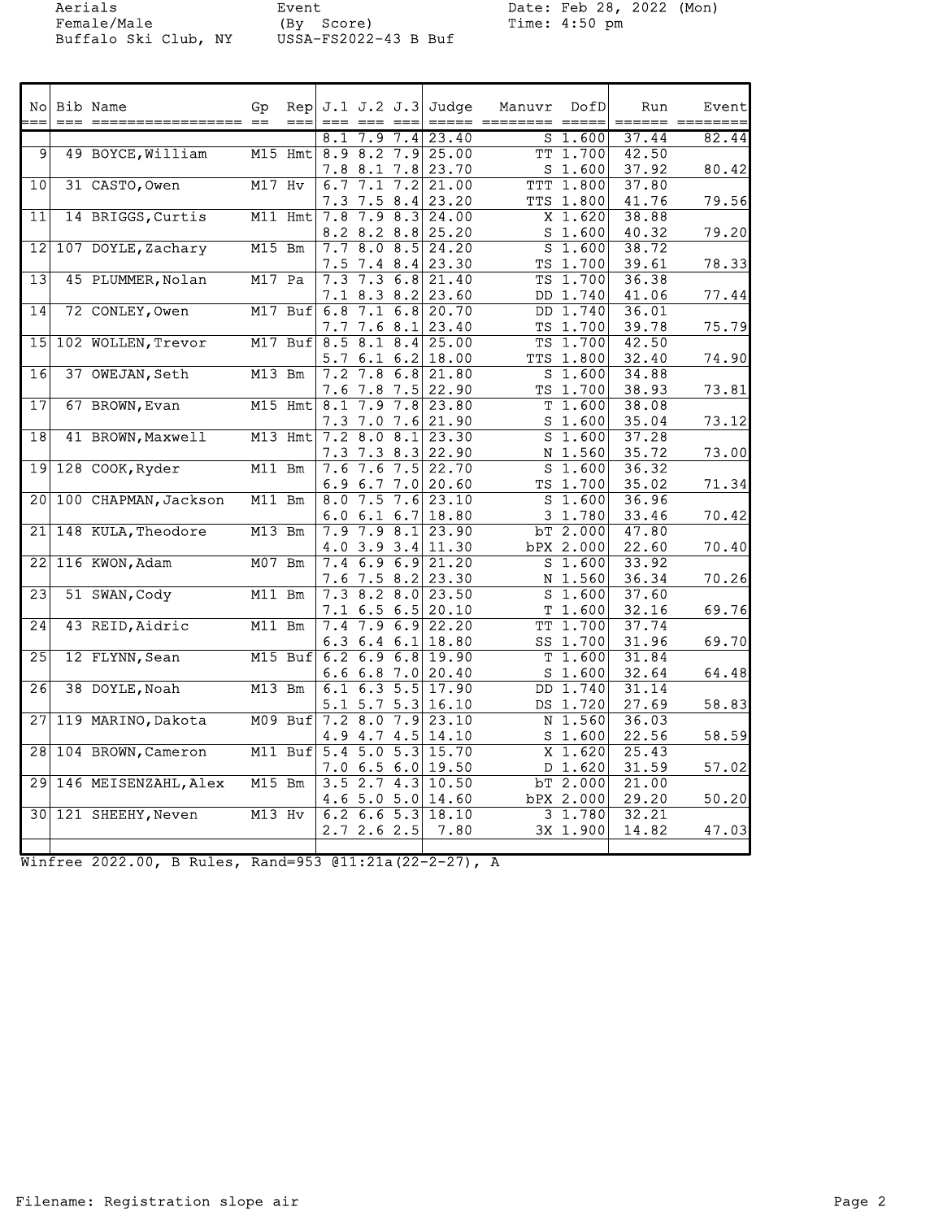Aerials
Female/Male
Buffalo Ski Club, NY

Event
(By Score)
USSA-FS2022-43 B Buf

Date: Feb 28, 2022 (Mon)
Time: 4:50 pm

| No | Bib | Name | Gp | Rep | J.1 | J.2 | J.3 | Judge | Manuvr | DofD | Run | Event |
|---|---|---|---|---|---|---|---|---|---|---|---|---|
| | | | | | 8.1 | 7.9 | 7.4 | 23.40 | S | 1.600 | 37.44 | 82.44 |
| 9 | 49 | BOYCE,William | M15 | Hmt | 8.9 | 8.2 | 7.9 | 25.00 | TT | 1.700 | 42.50 | |
| | | | | | 7.8 | 8.1 | 7.8 | 23.70 | S | 1.600 | 37.92 | 80.42 |
| 10 | 31 | CASTO,Owen | M17 | Hv | 6.7 | 7.1 | 7.2 | 21.00 | TTT | 1.800 | 37.80 | |
| | | | | | 7.3 | 7.5 | 8.4 | 23.20 | TTS | 1.800 | 41.76 | 79.56 |
| 11 | 14 | BRIGGS,Curtis | M11 | Hmt | 7.8 | 7.9 | 8.3 | 24.00 | X | 1.620 | 38.88 | |
| | | | | | 8.2 | 8.2 | 8.8 | 25.20 | S | 1.600 | 40.32 | 79.20 |
| 12 | 107 | DOYLE,Zachary | M15 | Bm | 7.7 | 8.0 | 8.5 | 24.20 | S | 1.600 | 38.72 | |
| | | | | | 7.5 | 7.4 | 8.4 | 23.30 | TS | 1.700 | 39.61 | 78.33 |
| 13 | 45 | PLUMMER,Nolan | M17 | Pa | 7.3 | 7.3 | 6.8 | 21.40 | TS | 1.700 | 36.38 | |
| | | | | | 7.1 | 8.3 | 8.2 | 23.60 | DD | 1.740 | 41.06 | 77.44 |
| 14 | 72 | CONLEY,Owen | M17 | Buf | 6.8 | 7.1 | 6.8 | 20.70 | DD | 1.740 | 36.01 | |
| | | | | | 7.7 | 7.6 | 8.1 | 23.40 | TS | 1.700 | 39.78 | 75.79 |
| 15 | 102 | WOLLEN,Trevor | M17 | Buf | 8.5 | 8.1 | 8.4 | 25.00 | TS | 1.700 | 42.50 | |
| | | | | | 5.7 | 6.1 | 6.2 | 18.00 | TTS | 1.800 | 32.40 | 74.90 |
| 16 | 37 | OWEJAN,Seth | M13 | Bm | 7.2 | 7.8 | 6.8 | 21.80 | S | 1.600 | 34.88 | |
| | | | | | 7.6 | 7.8 | 7.5 | 22.90 | TS | 1.700 | 38.93 | 73.81 |
| 17 | 67 | BROWN,Evan | M15 | Hmt | 8.1 | 7.9 | 7.8 | 23.80 | T | 1.600 | 38.08 | |
| | | | | | 7.3 | 7.0 | 7.6 | 21.90 | S | 1.600 | 35.04 | 73.12 |
| 18 | 41 | BROWN,Maxwell | M13 | Hmt | 7.2 | 8.0 | 8.1 | 23.30 | S | 1.600 | 37.28 | |
| | | | | | 7.3 | 7.3 | 8.3 | 22.90 | N | 1.560 | 35.72 | 73.00 |
| 19 | 128 | COOK,Ryder | M11 | Bm | 7.6 | 7.6 | 7.5 | 22.70 | S | 1.600 | 36.32 | |
| | | | | | 6.9 | 6.7 | 7.0 | 20.60 | TS | 1.700 | 35.02 | 71.34 |
| 20 | 100 | CHAPMAN,Jackson | M11 | Bm | 8.0 | 7.5 | 7.6 | 23.10 | S | 1.600 | 36.96 | |
| | | | | | 6.0 | 6.1 | 6.7 | 18.80 | 3 | 1.780 | 33.46 | 70.42 |
| 21 | 148 | KULA,Theodore | M13 | Bm | 7.9 | 7.9 | 8.1 | 23.90 | bT | 2.000 | 47.80 | |
| | | | | | 4.0 | 3.9 | 3.4 | 11.30 | bPX | 2.000 | 22.60 | 70.40 |
| 22 | 116 | KWON,Adam | M07 | Bm | 7.4 | 6.9 | 6.9 | 21.20 | S | 1.600 | 33.92 | |
| | | | | | 7.6 | 7.5 | 8.2 | 23.30 | N | 1.560 | 36.34 | 70.26 |
| 23 | 51 | SWAN,Cody | M11 | Bm | 7.3 | 8.2 | 8.0 | 23.50 | S | 1.600 | 37.60 | |
| | | | | | 7.1 | 6.5 | 6.5 | 20.10 | T | 1.600 | 32.16 | 69.76 |
| 24 | 43 | REID,Aidric | M11 | Bm | 7.4 | 7.9 | 6.9 | 22.20 | TT | 1.700 | 37.74 | |
| | | | | | 6.3 | 6.4 | 6.1 | 18.80 | SS | 1.700 | 31.96 | 69.70 |
| 25 | 12 | FLYNN,Sean | M15 | Buf | 6.2 | 6.9 | 6.8 | 19.90 | T | 1.600 | 31.84 | |
| | | | | | 6.6 | 6.8 | 7.0 | 20.40 | S | 1.600 | 32.64 | 64.48 |
| 26 | 38 | DOYLE,Noah | M13 | Bm | 6.1 | 6.3 | 5.5 | 17.90 | DD | 1.740 | 31.14 | |
| | | | | | 5.1 | 5.7 | 5.3 | 16.10 | DS | 1.720 | 27.69 | 58.83 |
| 27 | 119 | MARINO,Dakota | M09 | Buf | 7.2 | 8.0 | 7.9 | 23.10 | N | 1.560 | 36.03 | |
| | | | | | 4.9 | 4.7 | 4.5 | 14.10 | S | 1.600 | 22.56 | 58.59 |
| 28 | 104 | BROWN,Cameron | M11 | Buf | 5.4 | 5.0 | 5.3 | 15.70 | X | 1.620 | 25.43 | |
| | | | | | 7.0 | 6.5 | 6.0 | 19.50 | D | 1.620 | 31.59 | 57.02 |
| 29 | 146 | MEISENZAHL,Alex | M15 | Bm | 3.5 | 2.7 | 4.3 | 10.50 | bT | 2.000 | 21.00 | |
| | | | | | 4.6 | 5.0 | 5.0 | 14.60 | bPX | 2.000 | 29.20 | 50.20 |
| 30 | 121 | SHEEHY,Neven | M13 | Hv | 6.2 | 6.6 | 5.3 | 18.10 | 3 | 1.780 | 32.21 | |
| | | | | | 2.7 | 2.6 | 2.5 | 7.80 | 3X | 1.900 | 14.82 | 47.03 |

Winfree 2022.00, B Rules, Rand=953 @11:21a(22-2-27), A

Filename: Registration slope air